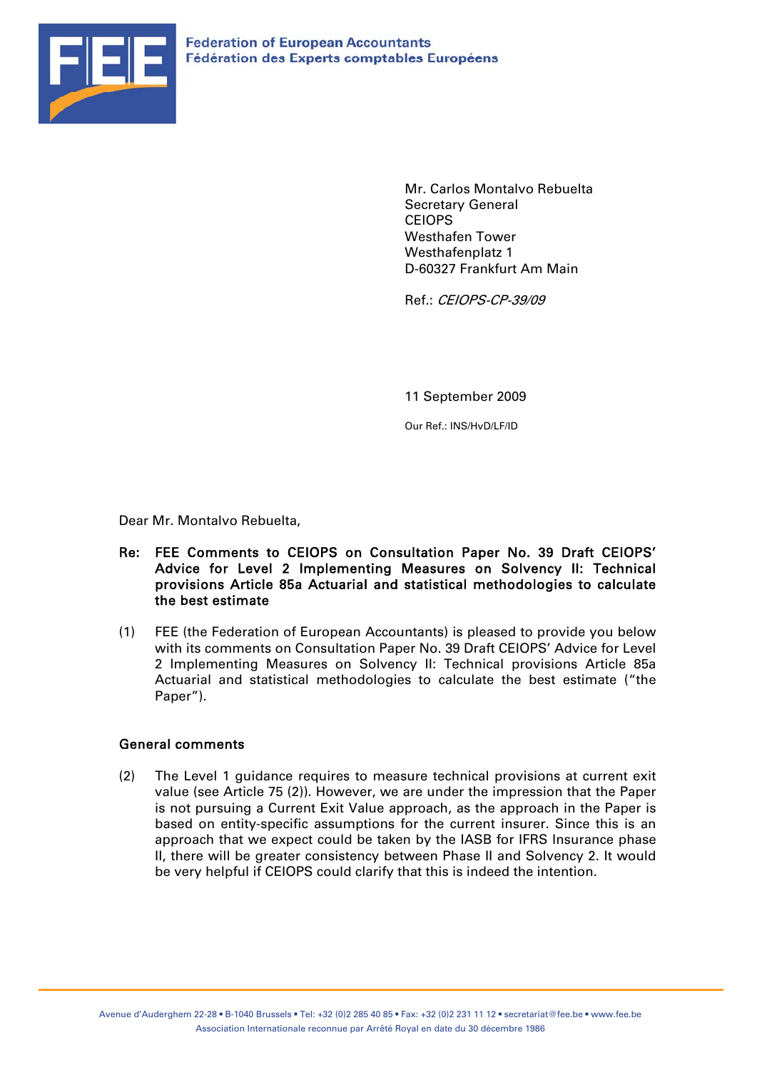**Federation of European Accountants**
**Fédération des Experts comptables Européens**

Mr. Carlos Montalvo Rebuelta
Secretary General
CEIOPS
Westhafen Tower
Westhafenplatz 1
D-60327 Frankfurt Am Main

Ref.: *CEIOPS-CP-39/09*

11 September 2009

Our Ref.: INS/HvD/LF/ID

Dear Mr. Montalvo Rebuelta,

**Re: FEE Comments to CEIOPS on Consultation Paper No. 39 Draft CEIOPS' Advice for Level 2 Implementing Measures on Solvency II: Technical provisions Article 85a Actuarial and statistical methodologies to calculate the best estimate**

(1) FEE (the Federation of European Accountants) is pleased to provide you below with its comments on Consultation Paper No. 39 Draft CEIOPS' Advice for Level 2 Implementing Measures on Solvency II: Technical provisions Article 85a Actuarial and statistical methodologies to calculate the best estimate ("the Paper").

## General comments

(2) The Level 1 guidance requires to measure technical provisions at current exit value (see Article 75 (2)). However, we are under the impression that the Paper is not pursuing a Current Exit Value approach, as the approach in the Paper is based on entity-specific assumptions for the current insurer. Since this is an approach that we expect could be taken by the IASB for IFRS Insurance phase II, there will be greater consistency between Phase II and Solvency 2. It would be very helpful if CEIOPS could clarify that this is indeed the intention.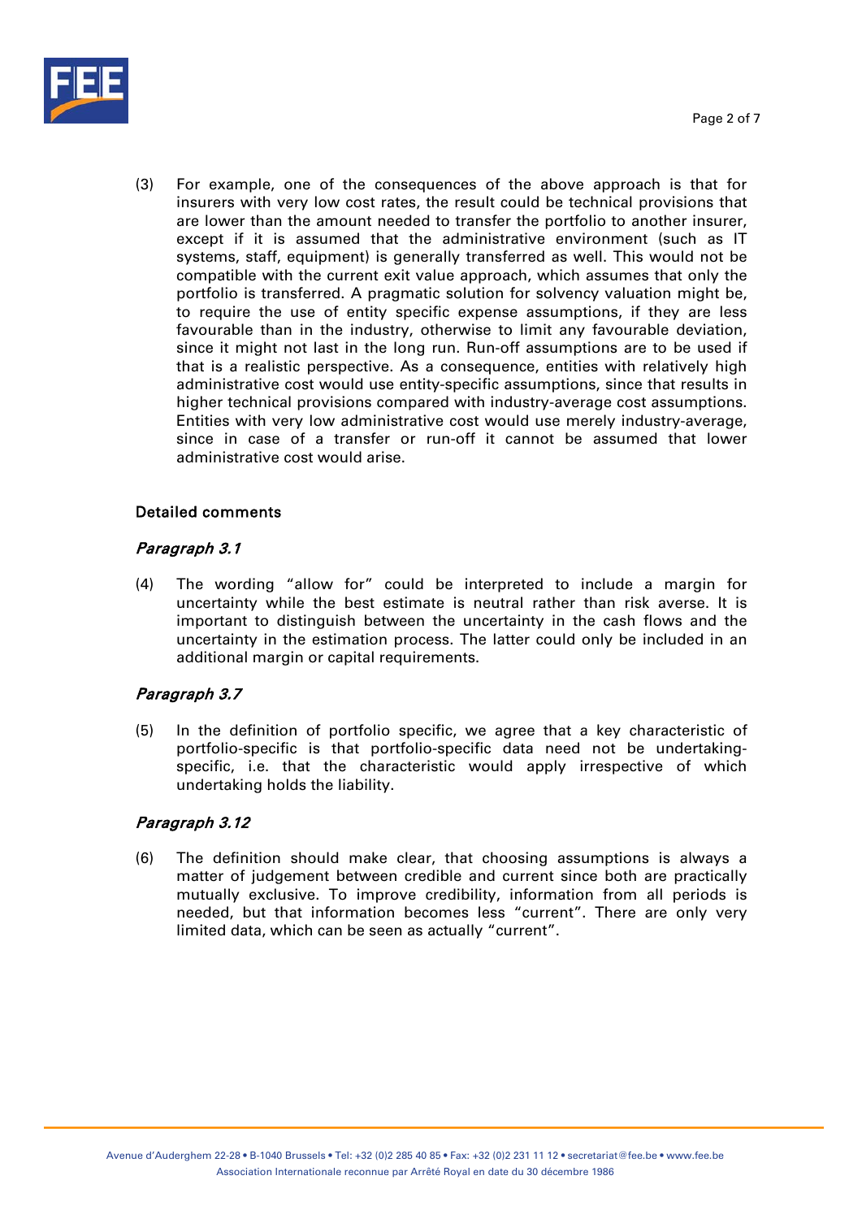(3) For example, one of the consequences of the above approach is that for insurers with very low cost rates, the result could be technical provisions that are lower than the amount needed to transfer the portfolio to another insurer, except if it is assumed that the administrative environment (such as IT systems, staff, equipment) is generally transferred as well. This would not be compatible with the current exit value approach, which assumes that only the portfolio is transferred. A pragmatic solution for solvency valuation might be, to require the use of entity specific expense assumptions, if they are less favourable than in the industry, otherwise to limit any favourable deviation, since it might not last in the long run. Run-off assumptions are to be used if that is a realistic perspective. As a consequence, entities with relatively high administrative cost would use entity-specific assumptions, since that results in higher technical provisions compared with industry-average cost assumptions. Entities with very low administrative cost would use merely industry-average, since in case of a transfer or run-off it cannot be assumed that lower administrative cost would arise.

**Detailed comments**

*Paragraph 3.1*

(4) The wording "allow for" could be interpreted to include a margin for uncertainty while the best estimate is neutral rather than risk averse. It is important to distinguish between the uncertainty in the cash flows and the uncertainty in the estimation process. The latter could only be included in an additional margin or capital requirements.

*Paragraph 3.7*

(5) In the definition of portfolio specific, we agree that a key characteristic of portfolio-specific is that portfolio-specific data need not be undertaking-specific, i.e. that the characteristic would apply irrespective of which undertaking holds the liability.

*Paragraph 3.12*

(6) The definition should make clear, that choosing assumptions is always a matter of judgement between credible and current since both are practically mutually exclusive. To improve credibility, information from all periods is needed, but that information becomes less "current". There are only very limited data, which can be seen as actually "current".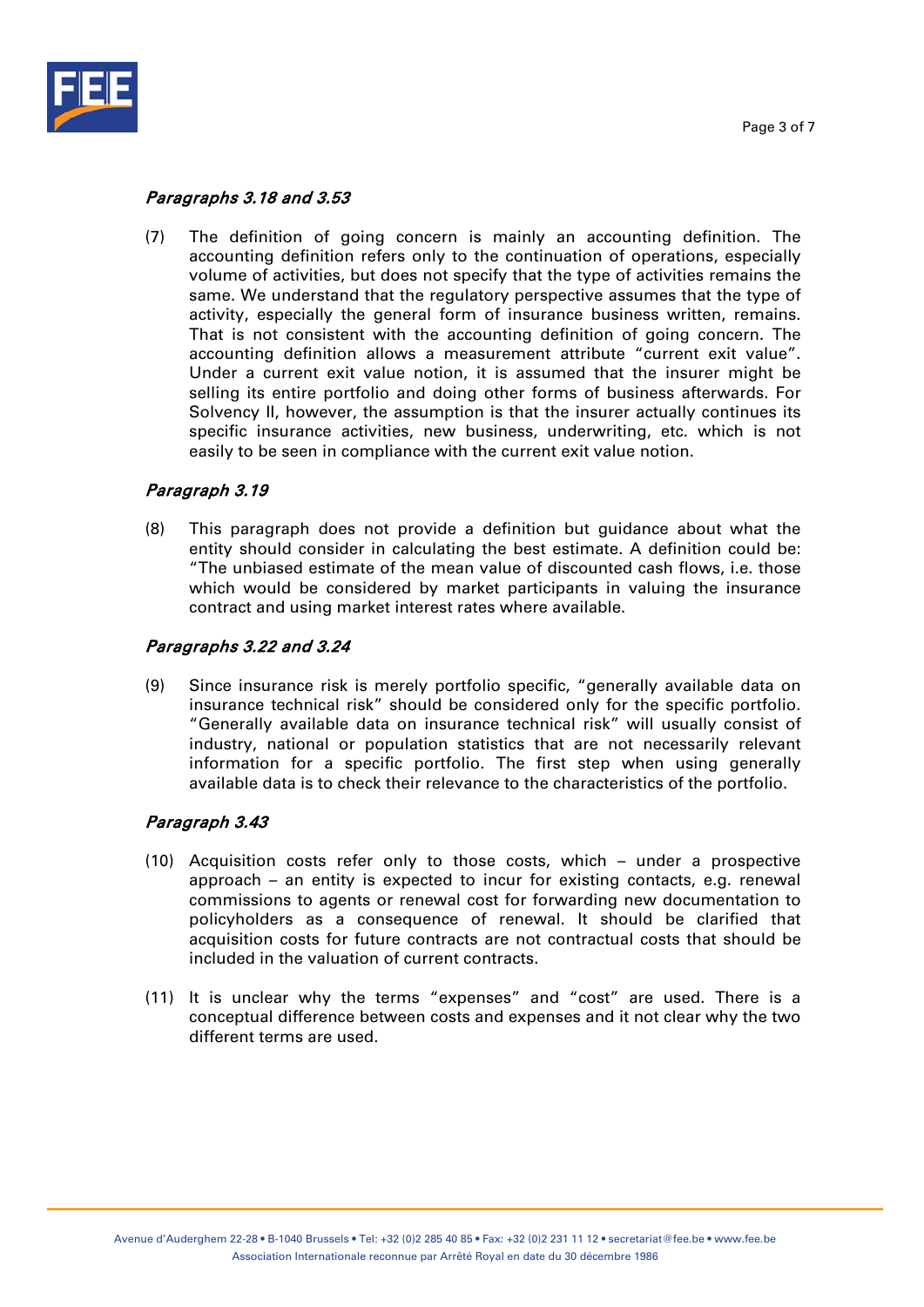*Paragraphs 3.18 and 3.53*

(7) The definition of going concern is mainly an accounting definition. The accounting definition refers only to the continuation of operations, especially volume of activities, but does not specify that the type of activities remains the same. We understand that the regulatory perspective assumes that the type of activity, especially the general form of insurance business written, remains. That is not consistent with the accounting definition of going concern. The accounting definition allows a measurement attribute "current exit value". Under a current exit value notion, it is assumed that the insurer might be selling its entire portfolio and doing other forms of business afterwards. For Solvency II, however, the assumption is that the insurer actually continues its specific insurance activities, new business, underwriting, etc. which is not easily to be seen in compliance with the current exit value notion.

*Paragraph 3.19*

(8) This paragraph does not provide a definition but guidance about what the entity should consider in calculating the best estimate. A definition could be: "The unbiased estimate of the mean value of discounted cash flows, i.e. those which would be considered by market participants in valuing the insurance contract and using market interest rates where available.

*Paragraphs 3.22 and 3.24*

(9) Since insurance risk is merely portfolio specific, "generally available data on insurance technical risk" should be considered only for the specific portfolio. "Generally available data on insurance technical risk" will usually consist of industry, national or population statistics that are not necessarily relevant information for a specific portfolio. The first step when using generally available data is to check their relevance to the characteristics of the portfolio.

*Paragraph 3.43*

(10) Acquisition costs refer only to those costs, which – under a prospective approach – an entity is expected to incur for existing contacts, e.g. renewal commissions to agents or renewal cost for forwarding new documentation to policyholders as a consequence of renewal. It should be clarified that acquisition costs for future contracts are not contractual costs that should be included in the valuation of current contracts.

(11) It is unclear why the terms "expenses" and "cost" are used. There is a conceptual difference between costs and expenses and it not clear why the two different terms are used.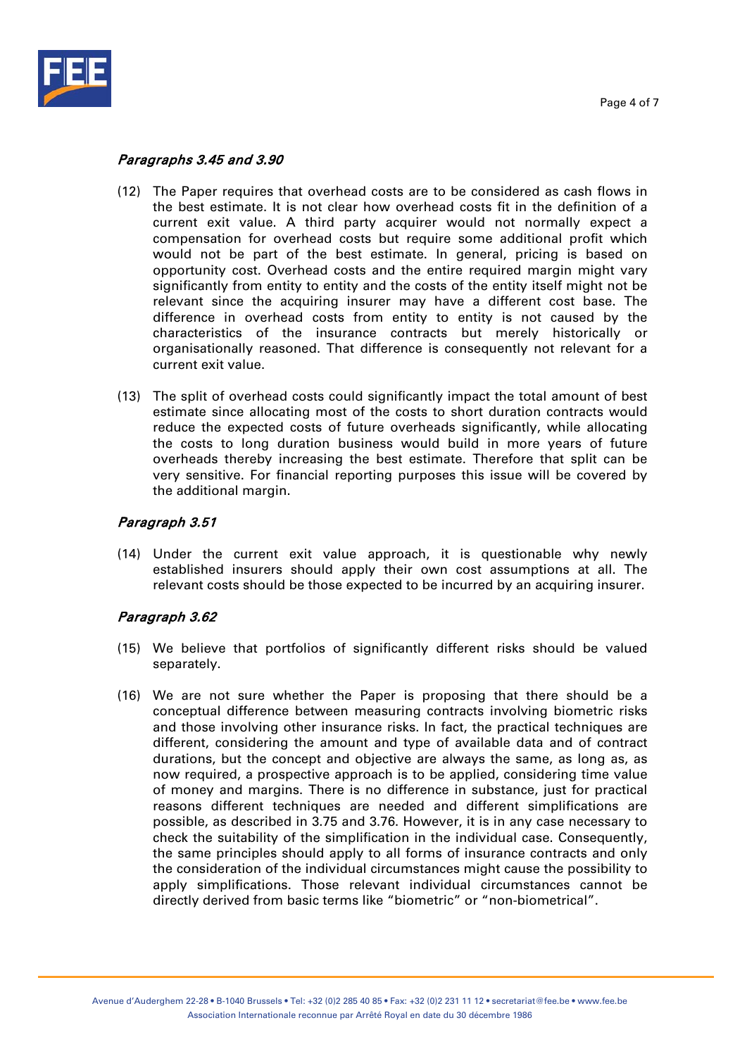*Paragraphs 3.45 and 3.90*

(12) The Paper requires that overhead costs are to be considered as cash flows in the best estimate. It is not clear how overhead costs fit in the definition of a current exit value. A third party acquirer would not normally expect a compensation for overhead costs but require some additional profit which would not be part of the best estimate. In general, pricing is based on opportunity cost. Overhead costs and the entire required margin might vary significantly from entity to entity and the costs of the entity itself might not be relevant since the acquiring insurer may have a different cost base. The difference in overhead costs from entity to entity is not caused by the characteristics of the insurance contracts but merely historically or organisationally reasoned. That difference is consequently not relevant for a current exit value.

(13) The split of overhead costs could significantly impact the total amount of best estimate since allocating most of the costs to short duration contracts would reduce the expected costs of future overheads significantly, while allocating the costs to long duration business would build in more years of future overheads thereby increasing the best estimate. Therefore that split can be very sensitive. For financial reporting purposes this issue will be covered by the additional margin.

*Paragraph 3.51*

(14) Under the current exit value approach, it is questionable why newly established insurers should apply their own cost assumptions at all. The relevant costs should be those expected to be incurred by an acquiring insurer.

*Paragraph 3.62*

(15) We believe that portfolios of significantly different risks should be valued separately.

(16) We are not sure whether the Paper is proposing that there should be a conceptual difference between measuring contracts involving biometric risks and those involving other insurance risks. In fact, the practical techniques are different, considering the amount and type of available data and of contract durations, but the concept and objective are always the same, as long as, as now required, a prospective approach is to be applied, considering time value of money and margins. There is no difference in substance, just for practical reasons different techniques are needed and different simplifications are possible, as described in 3.75 and 3.76. However, it is in any case necessary to check the suitability of the simplification in the individual case. Consequently, the same principles should apply to all forms of insurance contracts and only the consideration of the individual circumstances might cause the possibility to apply simplifications. Those relevant individual circumstances cannot be directly derived from basic terms like "biometric" or "non-biometrical".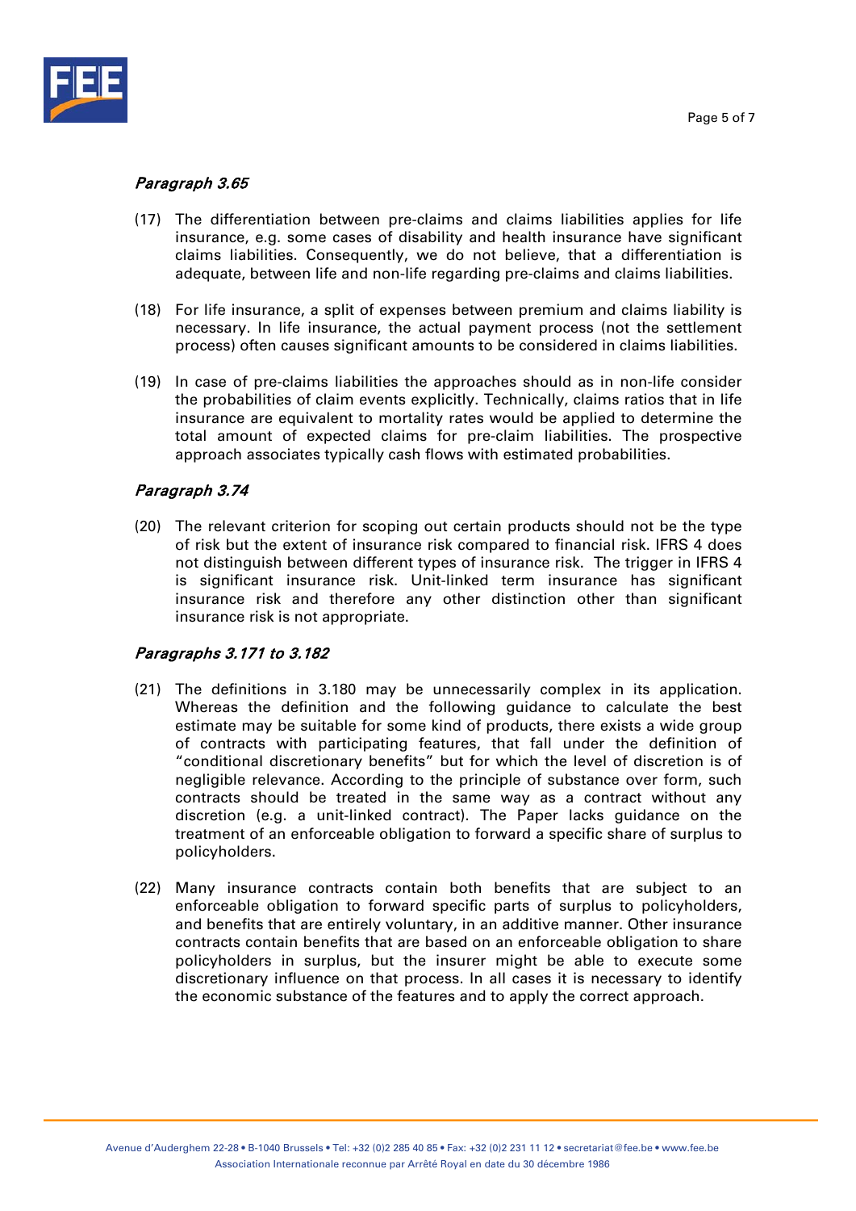### *Paragraph 3.65*

(17) The differentiation between pre-claims and claims liabilities applies for life insurance, e.g. some cases of disability and health insurance have significant claims liabilities. Consequently, we do not believe, that a differentiation is adequate, between life and non-life regarding pre-claims and claims liabilities.

(18) For life insurance, a split of expenses between premium and claims liability is necessary. In life insurance, the actual payment process (not the settlement process) often causes significant amounts to be considered in claims liabilities.

(19) In case of pre-claims liabilities the approaches should as in non-life consider the probabilities of claim events explicitly. Technically, claims ratios that in life insurance are equivalent to mortality rates would be applied to determine the total amount of expected claims for pre-claim liabilities. The prospective approach associates typically cash flows with estimated probabilities.

### *Paragraph 3.74*

(20) The relevant criterion for scoping out certain products should not be the type of risk but the extent of insurance risk compared to financial risk. IFRS 4 does not distinguish between different types of insurance risk. The trigger in IFRS 4 is significant insurance risk. Unit-linked term insurance has significant insurance risk and therefore any other distinction other than significant insurance risk is not appropriate.

### *Paragraphs 3.171 to 3.182*

(21) The definitions in 3.180 may be unnecessarily complex in its application. Whereas the definition and the following guidance to calculate the best estimate may be suitable for some kind of products, there exists a wide group of contracts with participating features, that fall under the definition of "conditional discretionary benefits" but for which the level of discretion is of negligible relevance. According to the principle of substance over form, such contracts should be treated in the same way as a contract without any discretion (e.g. a unit-linked contract). The Paper lacks guidance on the treatment of an enforceable obligation to forward a specific share of surplus to policyholders.

(22) Many insurance contracts contain both benefits that are subject to an enforceable obligation to forward specific parts of surplus to policyholders, and benefits that are entirely voluntary, in an additive manner. Other insurance contracts contain benefits that are based on an enforceable obligation to share policyholders in surplus, but the insurer might be able to execute some discretionary influence on that process. In all cases it is necessary to identify the economic substance of the features and to apply the correct approach.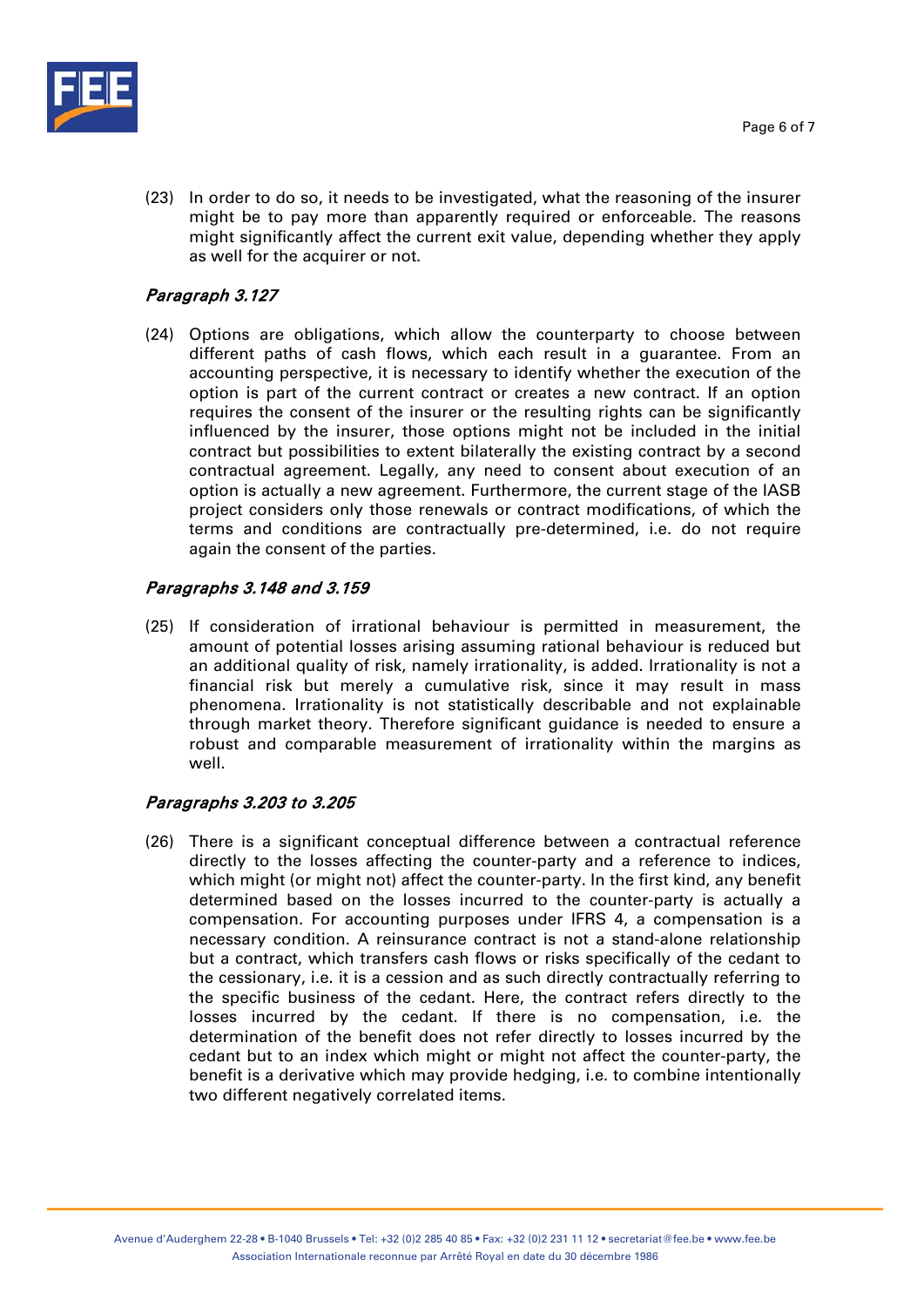(23) In order to do so, it needs to be investigated, what the reasoning of the insurer might be to pay more than apparently required or enforceable. The reasons might significantly affect the current exit value, depending whether they apply as well for the acquirer or not.

### *Paragraph 3.127*

(24) Options are obligations, which allow the counterparty to choose between different paths of cash flows, which each result in a guarantee. From an accounting perspective, it is necessary to identify whether the execution of the option is part of the current contract or creates a new contract. If an option requires the consent of the insurer or the resulting rights can be significantly influenced by the insurer, those options might not be included in the initial contract but possibilities to extent bilaterally the existing contract by a second contractual agreement. Legally, any need to consent about execution of an option is actually a new agreement. Furthermore, the current stage of the IASB project considers only those renewals or contract modifications, of which the terms and conditions are contractually pre-determined, i.e. do not require again the consent of the parties.

### *Paragraphs 3.148 and 3.159*

(25) If consideration of irrational behaviour is permitted in measurement, the amount of potential losses arising assuming rational behaviour is reduced but an additional quality of risk, namely irrationality, is added. Irrationality is not a financial risk but merely a cumulative risk, since it may result in mass phenomena. Irrationality is not statistically describable and not explainable through market theory. Therefore significant guidance is needed to ensure a robust and comparable measurement of irrationality within the margins as well.

### *Paragraphs 3.203 to 3.205*

(26) There is a significant conceptual difference between a contractual reference directly to the losses affecting the counter-party and a reference to indices, which might (or might not) affect the counter-party. In the first kind, any benefit determined based on the losses incurred to the counter-party is actually a compensation. For accounting purposes under IFRS 4, a compensation is a necessary condition. A reinsurance contract is not a stand-alone relationship but a contract, which transfers cash flows or risks specifically of the cedant to the cessionary, i.e. it is a cession and as such directly contractually referring to the specific business of the cedant. Here, the contract refers directly to the losses incurred by the cedant. If there is no compensation, i.e. the determination of the benefit does not refer directly to losses incurred by the cedant but to an index which might or might not affect the counter-party, the benefit is a derivative which may provide hedging, i.e. to combine intentionally two different negatively correlated items.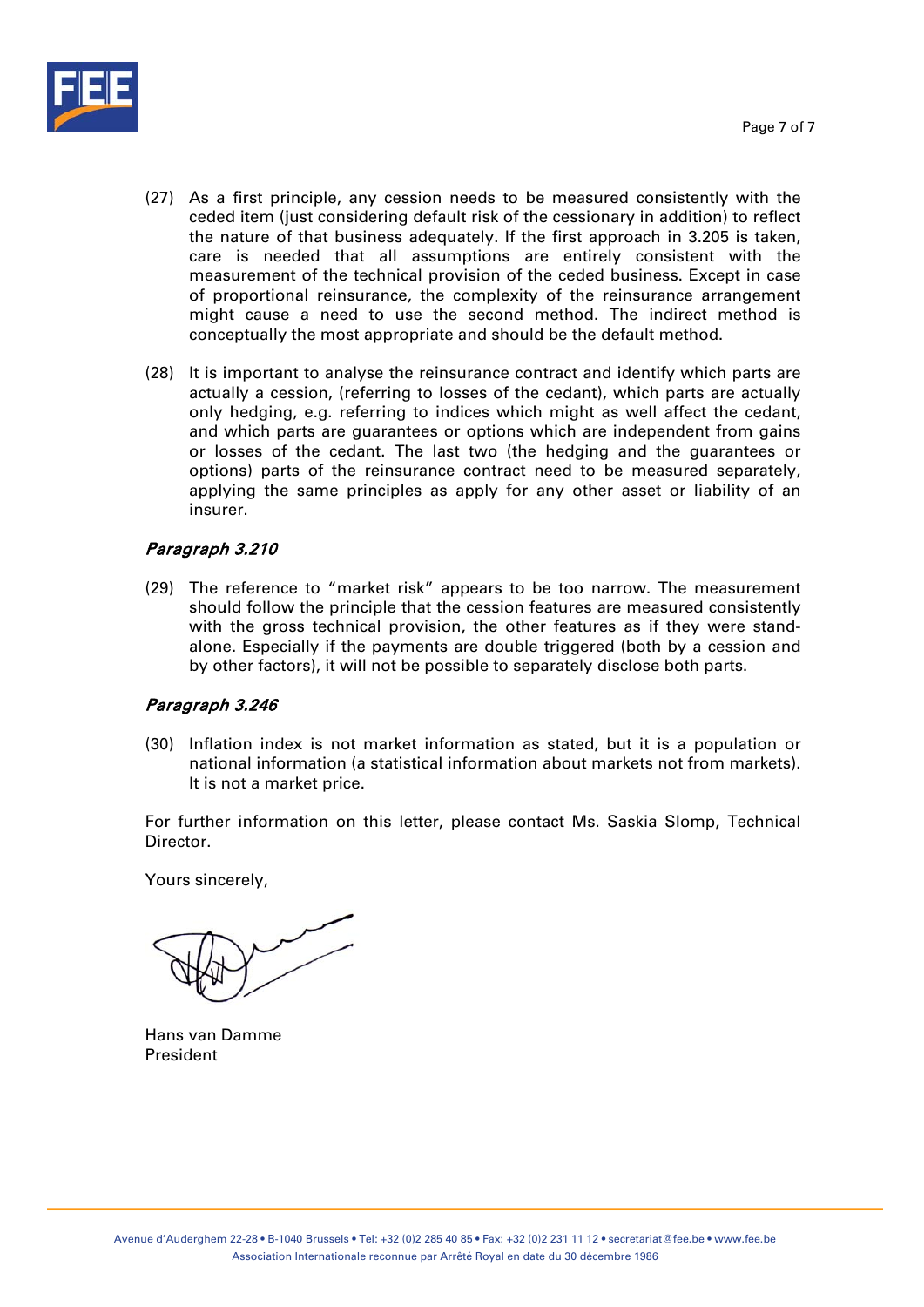(27) As a first principle, any cession needs to be measured consistently with the ceded item (just considering default risk of the cessionary in addition) to reflect the nature of that business adequately. If the first approach in 3.205 is taken, care is needed that all assumptions are entirely consistent with the measurement of the technical provision of the ceded business. Except in case of proportional reinsurance, the complexity of the reinsurance arrangement might cause a need to use the second method. The indirect method is conceptually the most appropriate and should be the default method.

(28) It is important to analyse the reinsurance contract and identify which parts are actually a cession, (referring to losses of the cedant), which parts are actually only hedging, e.g. referring to indices which might as well affect the cedant, and which parts are guarantees or options which are independent from gains or losses of the cedant. The last two (the hedging and the guarantees or options) parts of the reinsurance contract need to be measured separately, applying the same principles as apply for any other asset or liability of an insurer.

### *Paragraph 3.210*

(29) The reference to "market risk" appears to be too narrow. The measurement should follow the principle that the cession features are measured consistently with the gross technical provision, the other features as if they were stand-alone. Especially if the payments are double triggered (both by a cession and by other factors), it will not be possible to separately disclose both parts.

### *Paragraph 3.246*

(30) Inflation index is not market information as stated, but it is a population or national information (a statistical information about markets not from markets). It is not a market price.

For further information on this letter, please contact Ms. Saskia Slomp, Technical Director.

Yours sincerely,

Hans van Damme
President

Avenue d'Auderghem 22-28 • B-1040 Brussels • Tel: +32 (0)2 285 40 85 • Fax: +32 (0)2 231 11 12 • secretariat@fee.be • www.fee.be
Association Internationale reconnue par Arrêté Royal en date du 30 décembre 1986